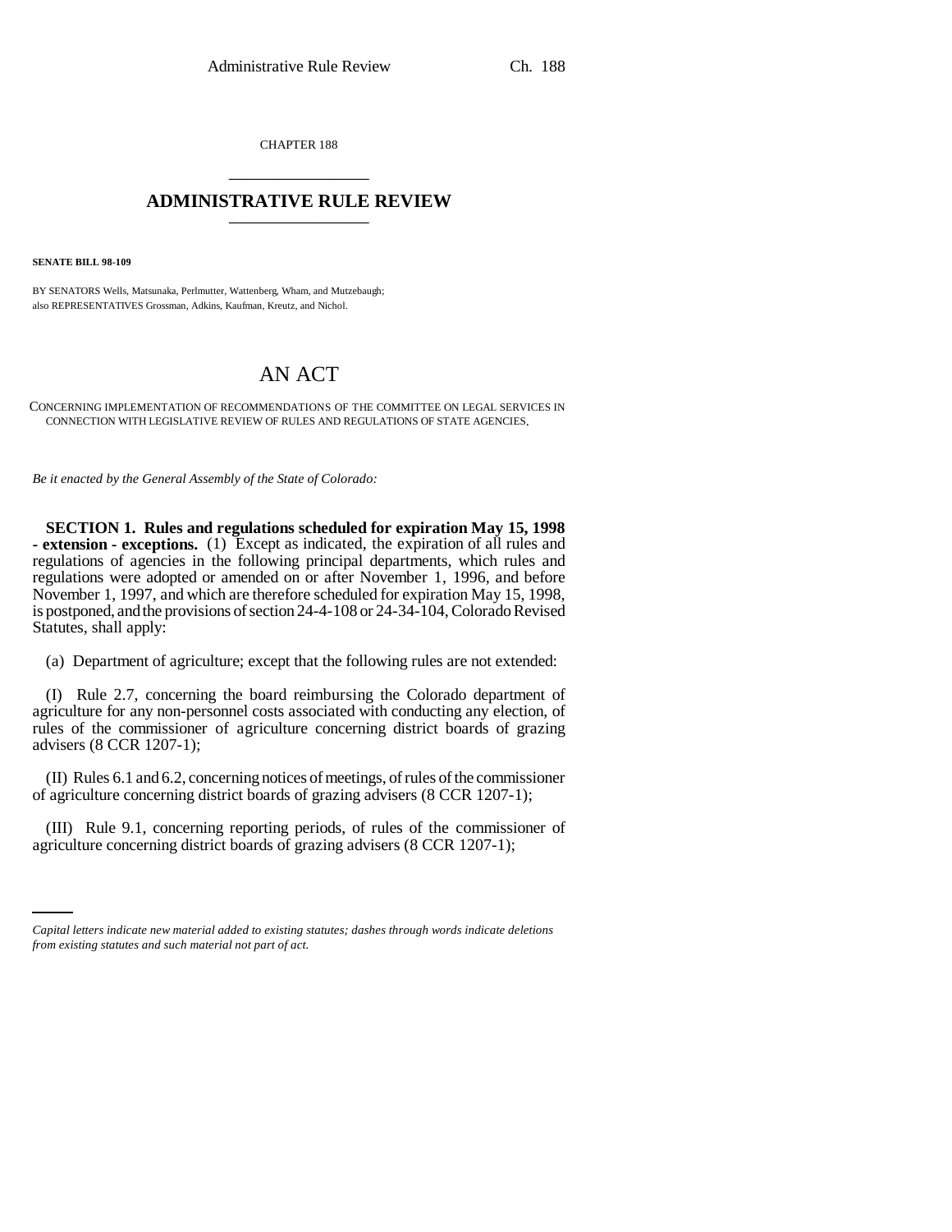CHAPTER 188

# ADMINISTRATIVE RULE REVIEW

**SENATE BILL 98-109**

BY SENATORS Wells, Matsunaka, Perlmutter, Wattenberg, Wham, and Mutzebaugh;
also REPRESENTATIVES Grossman, Adkins, Kaufman, Kreutz, and Nichol.

# AN ACT

CONCERNING IMPLEMENTATION OF RECOMMENDATIONS OF THE COMMITTEE ON LEGAL SERVICES IN CONNECTION WITH LEGISLATIVE REVIEW OF RULES AND REGULATIONS OF STATE AGENCIES.

*Be it enacted by the General Assembly of the State of Colorado:*

**SECTION 1. Rules and regulations scheduled for expiration May 15, 1998 - extension - exceptions.** (1) Except as indicated, the expiration of all rules and regulations of agencies in the following principal departments, which rules and regulations were adopted or amended on or after November 1, 1996, and before November 1, 1997, and which are therefore scheduled for expiration May 15, 1998, is postponed, and the provisions of section 24-4-108 or 24-34-104, Colorado Revised Statutes, shall apply:

(a) Department of agriculture; except that the following rules are not extended:

(I) Rule 2.7, concerning the board reimbursing the Colorado department of agriculture for any non-personnel costs associated with conducting any election, of rules of the commissioner of agriculture concerning district boards of grazing advisers (8 CCR 1207-1);

(II) Rules 6.1 and 6.2, concerning notices of meetings, of rules of the commissioner of agriculture concerning district boards of grazing advisers (8 CCR 1207-1);

(III) Rule 9.1, concerning reporting periods, of rules of the commissioner of agriculture concerning district boards of grazing advisers (8 CCR 1207-1);

*Capital letters indicate new material added to existing statutes; dashes through words indicate deletions from existing statutes and such material not part of act.*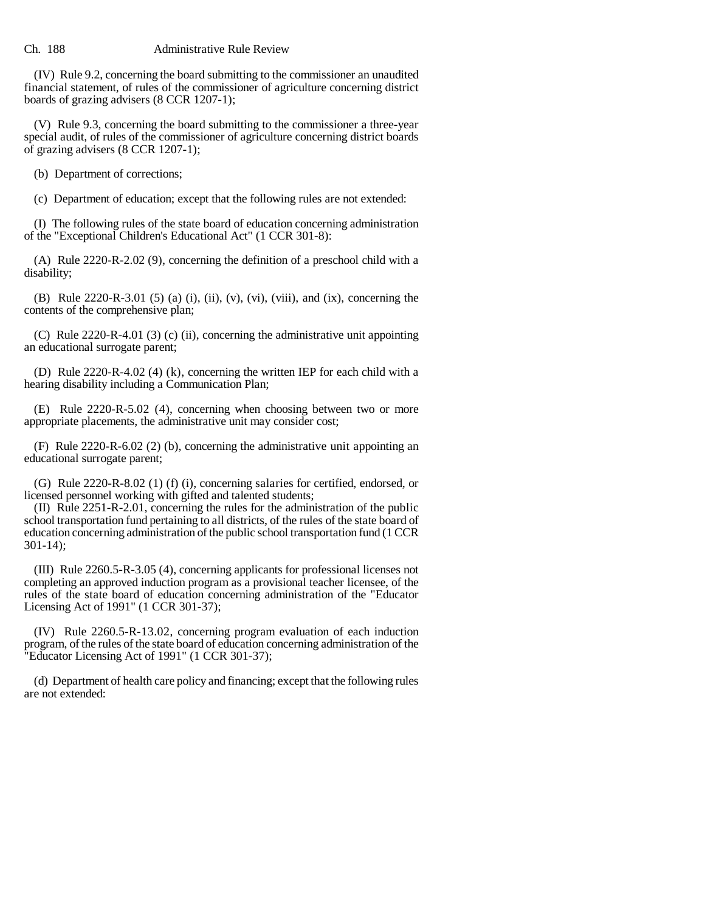(IV) Rule 9.2, concerning the board submitting to the commissioner an unaudited financial statement, of rules of the commissioner of agriculture concerning district boards of grazing advisers (8 CCR 1207-1);

(V) Rule 9.3, concerning the board submitting to the commissioner a three-year special audit, of rules of the commissioner of agriculture concerning district boards of grazing advisers (8 CCR 1207-1);

(b) Department of corrections;

(c) Department of education; except that the following rules are not extended:

(I) The following rules of the state board of education concerning administration of the "Exceptional Children's Educational Act" (1 CCR 301-8):

(A) Rule 2220-R-2.02 (9), concerning the definition of a preschool child with a disability;

(B) Rule 2220-R-3.01 (5) (a) (i), (ii), (v), (vi), (viii), and (ix), concerning the contents of the comprehensive plan;

(C) Rule 2220-R-4.01 (3) (c) (ii), concerning the administrative unit appointing an educational surrogate parent;

(D) Rule 2220-R-4.02 (4) (k), concerning the written IEP for each child with a hearing disability including a Communication Plan;

(E) Rule 2220-R-5.02 (4), concerning when choosing between two or more appropriate placements, the administrative unit may consider cost;

(F) Rule 2220-R-6.02 (2) (b), concerning the administrative unit appointing an educational surrogate parent;

(G) Rule 2220-R-8.02 (1) (f) (i), concerning salaries for certified, endorsed, or licensed personnel working with gifted and talented students;

(II) Rule 2251-R-2.01, concerning the rules for the administration of the public school transportation fund pertaining to all districts, of the rules of the state board of education concerning administration of the public school transportation fund (1 CCR 301-14);

(III) Rule 2260.5-R-3.05 (4), concerning applicants for professional licenses not completing an approved induction program as a provisional teacher licensee, of the rules of the state board of education concerning administration of the "Educator Licensing Act of 1991" (1 CCR 301-37);

(IV) Rule 2260.5-R-13.02, concerning program evaluation of each induction program, of the rules of the state board of education concerning administration of the "Educator Licensing Act of 1991" (1 CCR 301-37);

(d) Department of health care policy and financing; except that the following rules are not extended: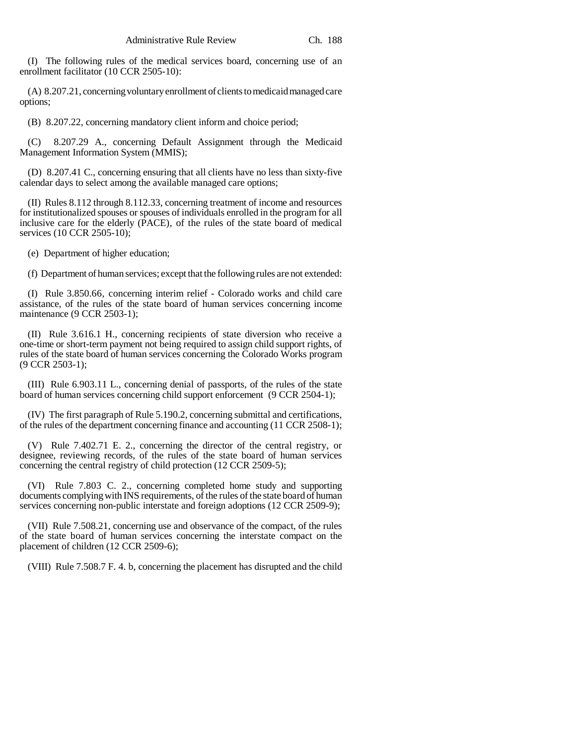(I) The following rules of the medical services board, concerning use of an enrollment facilitator (10 CCR 2505-10):

(A) 8.207.21, concerning voluntary enrollment of clients to medicaid managed care options;

(B) 8.207.22, concerning mandatory client inform and choice period;

(C) 8.207.29 A., concerning Default Assignment through the Medicaid Management Information System (MMIS);

(D) 8.207.41 C., concerning ensuring that all clients have no less than sixty-five calendar days to select among the available managed care options;

(II) Rules 8.112 through 8.112.33, concerning treatment of income and resources for institutionalized spouses or spouses of individuals enrolled in the program for all inclusive care for the elderly (PACE), of the rules of the state board of medical services (10 CCR 2505-10);

(e) Department of higher education;

(f) Department of human services; except that the following rules are not extended:

(I) Rule 3.850.66, concerning interim relief - Colorado works and child care assistance, of the rules of the state board of human services concerning income maintenance (9 CCR 2503-1);

(II) Rule 3.616.1 H., concerning recipients of state diversion who receive a one-time or short-term payment not being required to assign child support rights, of rules of the state board of human services concerning the Colorado Works program (9 CCR 2503-1);

(III) Rule 6.903.11 L., concerning denial of passports, of the rules of the state board of human services concerning child support enforcement (9 CCR 2504-1);

(IV) The first paragraph of Rule 5.190.2, concerning submittal and certifications, of the rules of the department concerning finance and accounting (11 CCR 2508-1);

(V) Rule 7.402.71 E. 2., concerning the director of the central registry, or designee, reviewing records, of the rules of the state board of human services concerning the central registry of child protection (12 CCR 2509-5);

(VI) Rule 7.803 C. 2., concerning completed home study and supporting documents complying with INS requirements, of the rules of the state board of human services concerning non-public interstate and foreign adoptions (12 CCR 2509-9);

(VII) Rule 7.508.21, concerning use and observance of the compact, of the rules of the state board of human services concerning the interstate compact on the placement of children (12 CCR 2509-6);

(VIII) Rule 7.508.7 F. 4. b, concerning the placement has disrupted and the child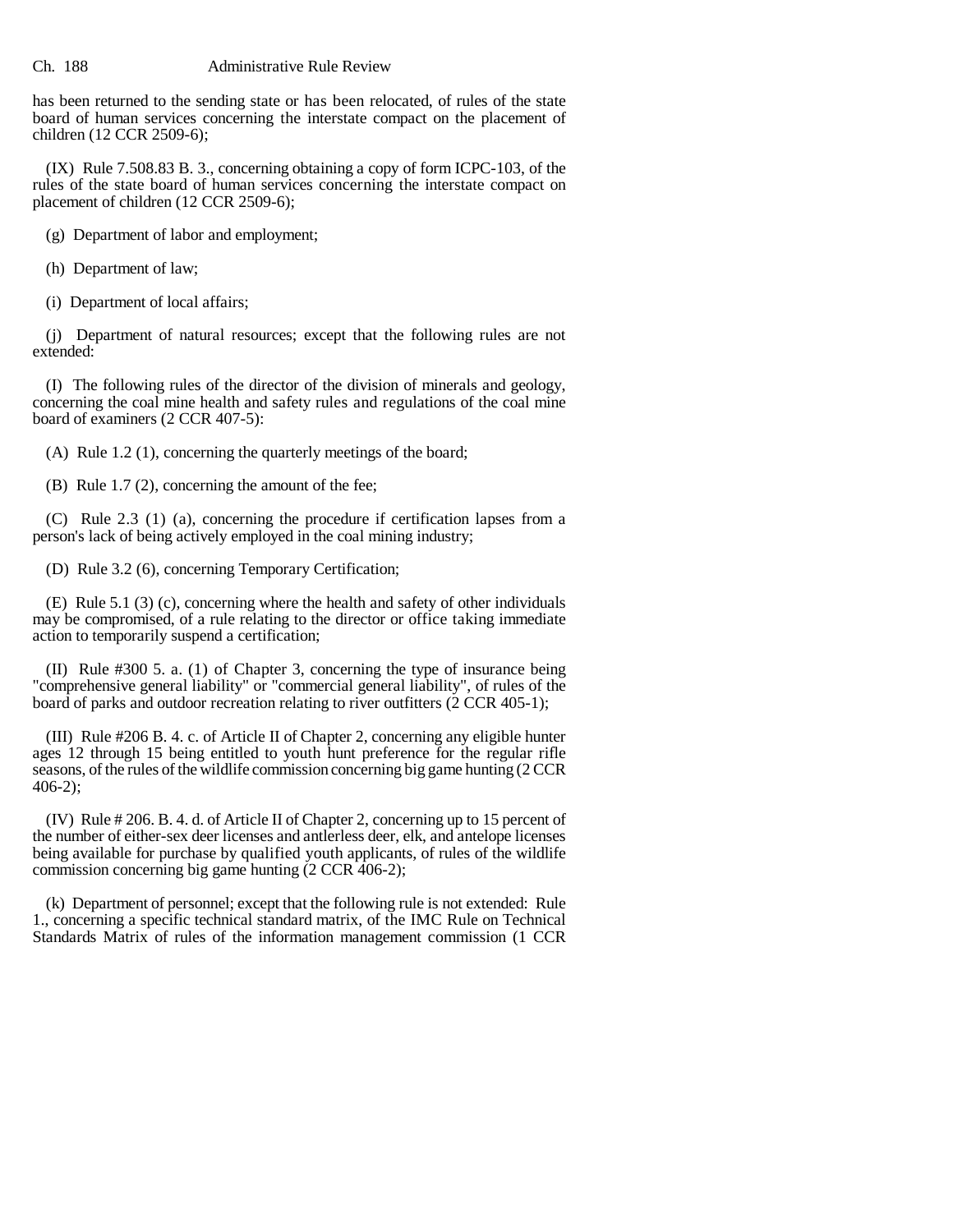has been returned to the sending state or has been relocated, of rules of the state board of human services concerning the interstate compact on the placement of children (12 CCR 2509-6);

(IX) Rule 7.508.83 B. 3., concerning obtaining a copy of form ICPC-103, of the rules of the state board of human services concerning the interstate compact on placement of children (12 CCR 2509-6);

(g) Department of labor and employment;

(h) Department of law;

(i) Department of local affairs;

(j) Department of natural resources; except that the following rules are not extended:

(I) The following rules of the director of the division of minerals and geology, concerning the coal mine health and safety rules and regulations of the coal mine board of examiners (2 CCR 407-5):

(A) Rule 1.2 (1), concerning the quarterly meetings of the board;

(B) Rule 1.7 (2), concerning the amount of the fee;

(C) Rule 2.3 (1) (a), concerning the procedure if certification lapses from a person's lack of being actively employed in the coal mining industry;

(D) Rule 3.2 (6), concerning Temporary Certification;

(E) Rule 5.1 (3) (c), concerning where the health and safety of other individuals may be compromised, of a rule relating to the director or office taking immediate action to temporarily suspend a certification;

(II) Rule #300 5. a. (1) of Chapter 3, concerning the type of insurance being "comprehensive general liability" or "commercial general liability", of rules of the board of parks and outdoor recreation relating to river outfitters (2 CCR 405-1);

(III) Rule #206 B. 4. c. of Article II of Chapter 2, concerning any eligible hunter ages 12 through 15 being entitled to youth hunt preference for the regular rifle seasons, of the rules of the wildlife commission concerning big game hunting (2 CCR 406-2);

(IV) Rule # 206. B. 4. d. of Article II of Chapter 2, concerning up to 15 percent of the number of either-sex deer licenses and antlerless deer, elk, and antelope licenses being available for purchase by qualified youth applicants, of rules of the wildlife commission concerning big game hunting (2 CCR 406-2);

(k) Department of personnel; except that the following rule is not extended: Rule 1., concerning a specific technical standard matrix, of the IMC Rule on Technical Standards Matrix of rules of the information management commission (1 CCR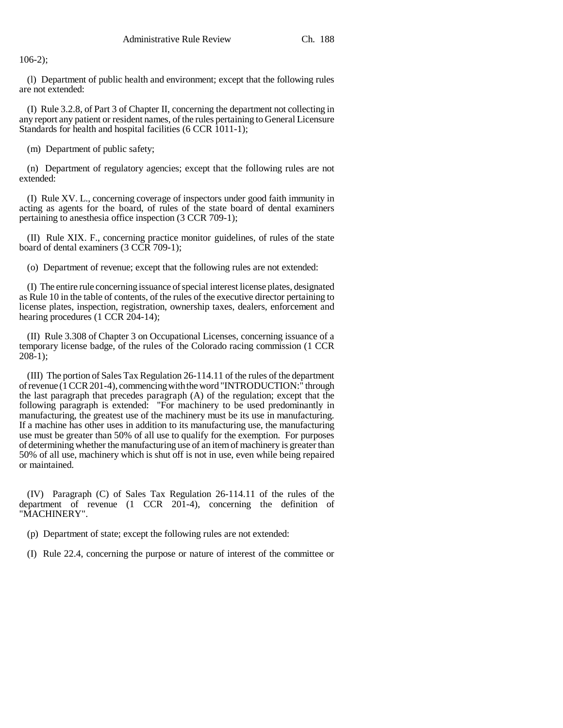106-2);

(l) Department of public health and environment; except that the following rules are not extended:

(I) Rule 3.2.8, of Part 3 of Chapter II, concerning the department not collecting in any report any patient or resident names, of the rules pertaining to General Licensure Standards for health and hospital facilities (6 CCR 1011-1);

(m) Department of public safety;

(n) Department of regulatory agencies; except that the following rules are not extended:

(I) Rule XV. L., concerning coverage of inspectors under good faith immunity in acting as agents for the board, of rules of the state board of dental examiners pertaining to anesthesia office inspection (3 CCR 709-1);

(II) Rule XIX. F., concerning practice monitor guidelines, of rules of the state board of dental examiners (3 CCR 709-1);

(o) Department of revenue; except that the following rules are not extended:

(I) The entire rule concerning issuance of special interest license plates, designated as Rule 10 in the table of contents, of the rules of the executive director pertaining to license plates, inspection, registration, ownership taxes, dealers, enforcement and hearing procedures (1 CCR 204-14);

(II) Rule 3.308 of Chapter 3 on Occupational Licenses, concerning issuance of a temporary license badge, of the rules of the Colorado racing commission (1 CCR 208-1);

(III) The portion of Sales Tax Regulation 26-114.11 of the rules of the department of revenue (1 CCR 201-4), commencing with the word "INTRODUCTION:" through the last paragraph that precedes paragraph (A) of the regulation; except that the following paragraph is extended: "For machinery to be used predominantly in manufacturing, the greatest use of the machinery must be its use in manufacturing. If a machine has other uses in addition to its manufacturing use, the manufacturing use must be greater than 50% of all use to qualify for the exemption. For purposes of determining whether the manufacturing use of an item of machinery is greater than 50% of all use, machinery which is shut off is not in use, even while being repaired or maintained.

(IV) Paragraph (C) of Sales Tax Regulation 26-114.11 of the rules of the department of revenue (1 CCR 201-4), concerning the definition of "MACHINERY".

(p) Department of state; except the following rules are not extended:

(I) Rule 22.4, concerning the purpose or nature of interest of the committee or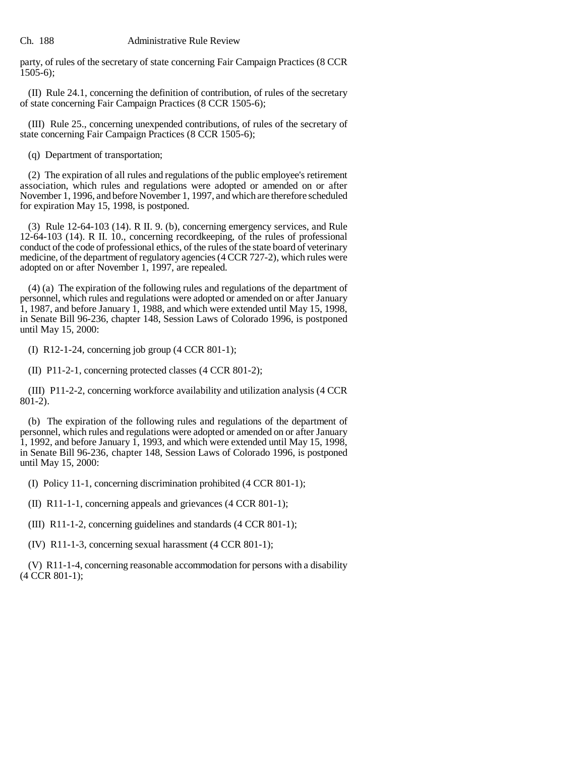party, of rules of the secretary of state concerning Fair Campaign Practices (8 CCR 1505-6);

(II) Rule 24.1, concerning the definition of contribution, of rules of the secretary of state concerning Fair Campaign Practices (8 CCR 1505-6);

(III) Rule 25., concerning unexpended contributions, of rules of the secretary of state concerning Fair Campaign Practices (8 CCR 1505-6);

(q) Department of transportation;

(2) The expiration of all rules and regulations of the public employee's retirement association, which rules and regulations were adopted or amended on or after November 1, 1996, and before November 1, 1997, and which are therefore scheduled for expiration May 15, 1998, is postponed.

(3) Rule 12-64-103 (14). R II. 9. (b), concerning emergency services, and Rule 12-64-103 (14). R II. 10., concerning recordkeeping, of the rules of professional conduct of the code of professional ethics, of the rules of the state board of veterinary medicine, of the department of regulatory agencies (4 CCR 727-2), which rules were adopted on or after November 1, 1997, are repealed.

(4) (a) The expiration of the following rules and regulations of the department of personnel, which rules and regulations were adopted or amended on or after January 1, 1987, and before January 1, 1988, and which were extended until May 15, 1998, in Senate Bill 96-236, chapter 148, Session Laws of Colorado 1996, is postponed until May 15, 2000:

(I) R12-1-24, concerning job group (4 CCR 801-1);

(II) P11-2-1, concerning protected classes (4 CCR 801-2);

(III) P11-2-2, concerning workforce availability and utilization analysis (4 CCR 801-2).

(b) The expiration of the following rules and regulations of the department of personnel, which rules and regulations were adopted or amended on or after January 1, 1992, and before January 1, 1993, and which were extended until May 15, 1998, in Senate Bill 96-236, chapter 148, Session Laws of Colorado 1996, is postponed until May 15, 2000:

(I) Policy 11-1, concerning discrimination prohibited (4 CCR 801-1);

(II) R11-1-1, concerning appeals and grievances (4 CCR 801-1);

(III) R11-1-2, concerning guidelines and standards (4 CCR 801-1);

(IV) R11-1-3, concerning sexual harassment (4 CCR 801-1);

(V) R11-1-4, concerning reasonable accommodation for persons with a disability (4 CCR 801-1);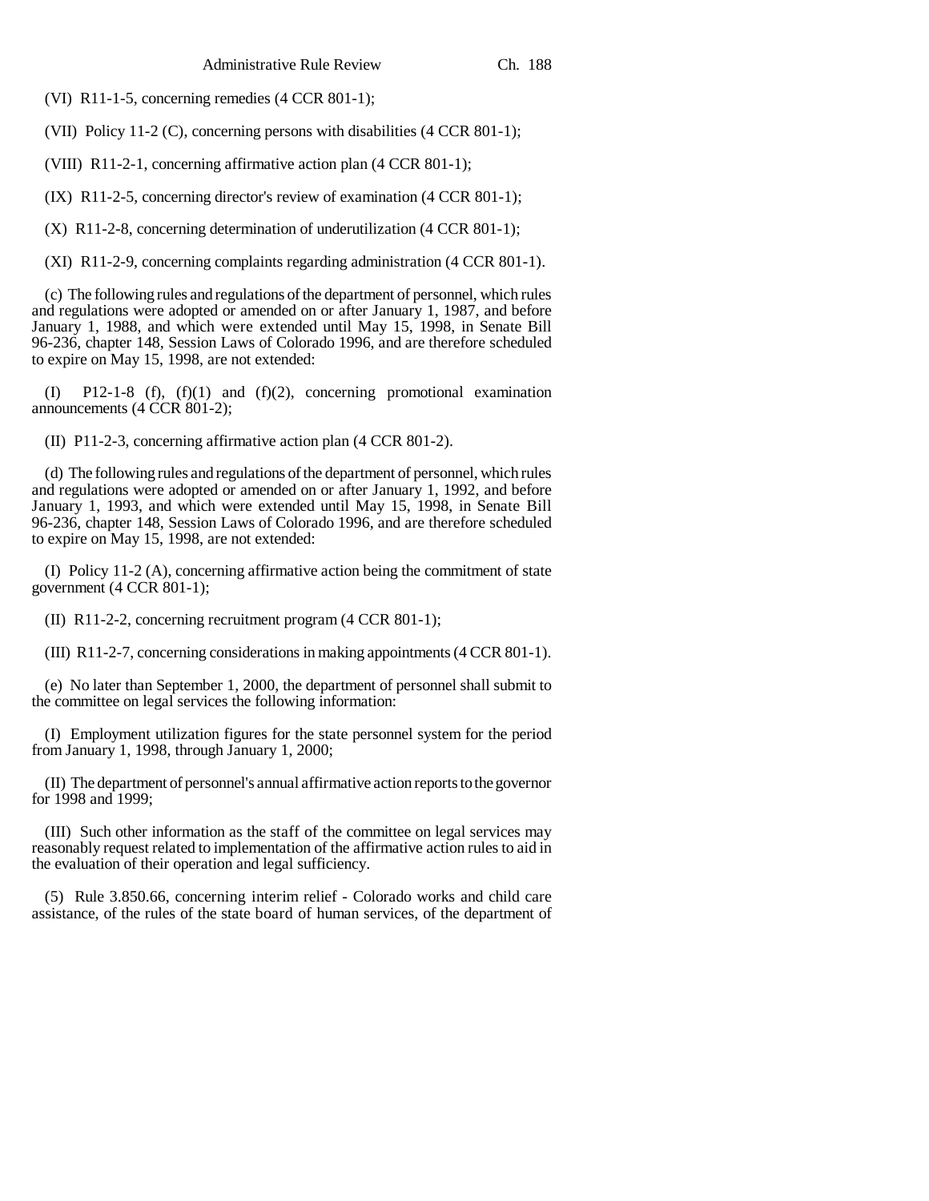(VI) R11-1-5, concerning remedies (4 CCR 801-1);

(VII) Policy 11-2 (C), concerning persons with disabilities (4 CCR 801-1);

(VIII) R11-2-1, concerning affirmative action plan (4 CCR 801-1);

(IX) R11-2-5, concerning director's review of examination (4 CCR 801-1);

(X) R11-2-8, concerning determination of underutilization (4 CCR 801-1);

(XI) R11-2-9, concerning complaints regarding administration (4 CCR 801-1).

(c) The following rules and regulations of the department of personnel, which rules and regulations were adopted or amended on or after January 1, 1987, and before January 1, 1988, and which were extended until May 15, 1998, in Senate Bill 96-236, chapter 148, Session Laws of Colorado 1996, and are therefore scheduled to expire on May 15, 1998, are not extended:

(I) P12-1-8 (f), (f)(1) and (f)(2), concerning promotional examination announcements (4 CCR 801-2);

(II) P11-2-3, concerning affirmative action plan (4 CCR 801-2).

(d) The following rules and regulations of the department of personnel, which rules and regulations were adopted or amended on or after January 1, 1992, and before January 1, 1993, and which were extended until May 15, 1998, in Senate Bill 96-236, chapter 148, Session Laws of Colorado 1996, and are therefore scheduled to expire on May 15, 1998, are not extended:

(I) Policy 11-2 (A), concerning affirmative action being the commitment of state government (4 CCR 801-1);

(II) R11-2-2, concerning recruitment program (4 CCR 801-1);

(III) R11-2-7, concerning considerations in making appointments (4 CCR 801-1).

(e) No later than September 1, 2000, the department of personnel shall submit to the committee on legal services the following information:

(I) Employment utilization figures for the state personnel system for the period from January 1, 1998, through January 1, 2000;

(II) The department of personnel's annual affirmative action reports to the governor for 1998 and 1999;

(III) Such other information as the staff of the committee on legal services may reasonably request related to implementation of the affirmative action rules to aid in the evaluation of their operation and legal sufficiency.

(5) Rule 3.850.66, concerning interim relief - Colorado works and child care assistance, of the rules of the state board of human services, of the department of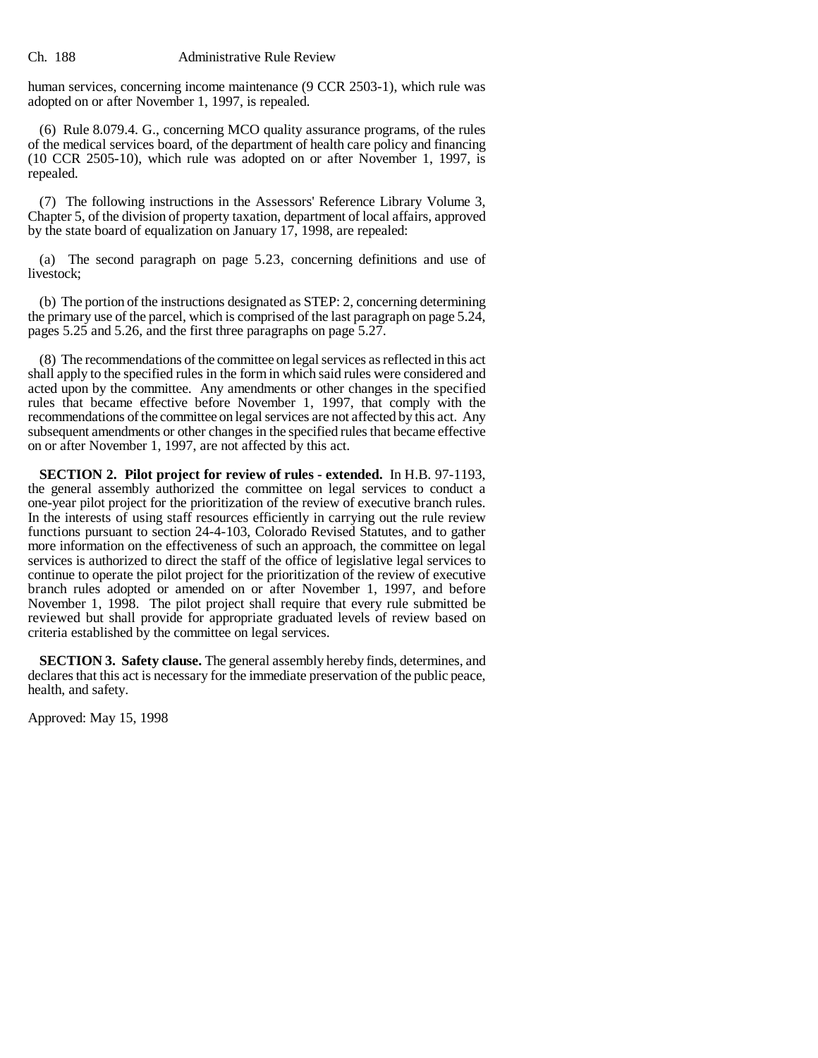human services, concerning income maintenance (9 CCR 2503-1), which rule was adopted on or after November 1, 1997, is repealed.

(6) Rule 8.079.4. G., concerning MCO quality assurance programs, of the rules of the medical services board, of the department of health care policy and financing (10 CCR 2505-10), which rule was adopted on or after November 1, 1997, is repealed.

(7) The following instructions in the Assessors' Reference Library Volume 3, Chapter 5, of the division of property taxation, department of local affairs, approved by the state board of equalization on January 17, 1998, are repealed:

(a) The second paragraph on page 5.23, concerning definitions and use of livestock;

(b) The portion of the instructions designated as STEP: 2, concerning determining the primary use of the parcel, which is comprised of the last paragraph on page 5.24, pages 5.25 and 5.26, and the first three paragraphs on page 5.27.

(8) The recommendations of the committee on legal services as reflected in this act shall apply to the specified rules in the form in which said rules were considered and acted upon by the committee. Any amendments or other changes in the specified rules that became effective before November 1, 1997, that comply with the recommendations of the committee on legal services are not affected by this act. Any subsequent amendments or other changes in the specified rules that became effective on or after November 1, 1997, are not affected by this act.

**SECTION 2. Pilot project for review of rules - extended.** In H.B. 97-1193, the general assembly authorized the committee on legal services to conduct a one-year pilot project for the prioritization of the review of executive branch rules. In the interests of using staff resources efficiently in carrying out the rule review functions pursuant to section 24-4-103, Colorado Revised Statutes, and to gather more information on the effectiveness of such an approach, the committee on legal services is authorized to direct the staff of the office of legislative legal services to continue to operate the pilot project for the prioritization of the review of executive branch rules adopted or amended on or after November 1, 1997, and before November 1, 1998. The pilot project shall require that every rule submitted be reviewed but shall provide for appropriate graduated levels of review based on criteria established by the committee on legal services.

**SECTION 3. Safety clause.** The general assembly hereby finds, determines, and declares that this act is necessary for the immediate preservation of the public peace, health, and safety.

Approved: May 15, 1998